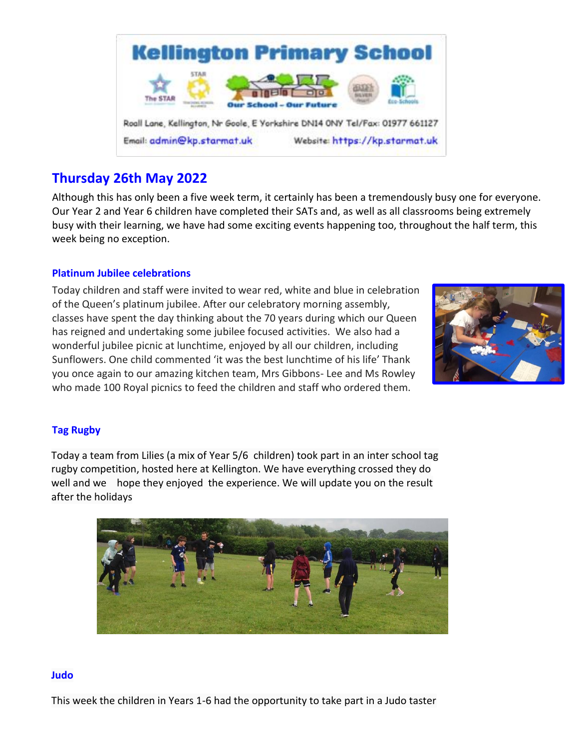# Kellington Primary School

Our School – Our Future

Roall Lane, Kellington, Nr Goole, E Yorkshire DN14 0NY Tel/Fax: 01977 661127

Email: admin@kp.starmat.uk Website: https://kp.starmat.uk

## Thursday 26th May 2022

Although this has only been a five week term, it certainly has been a tremendously busy one for everyone. Our Year 2 and Year 6 children have completed their SATs and, as well as all classrooms being extremely busy with their learning, we have had some exciting events happening too, throughout the half term, this week being no exception.

### Platinum Jubilee celebrations

Today children and staff were invited to wear red, white and blue in celebration of the Queen's platinum jubilee. After our celebratory morning assembly, classes have spent the day thinking about the 70 years during which our Queen has reigned and undertaking some jubilee focused activities. We also had a wonderful jubilee picnic at lunchtime, enjoyed by all our children, including Sunflowers. One child commented 'it was the best lunchtime of his life' Thank you once again to our amazing kitchen team, Mrs Gibbons- Lee and Ms Rowley who made 100 Royal picnics to feed the children and staff who ordered them.

### Tag Rugby

Today a team from Lilies (a mix of Year 5/6 children) took part in an inter school tag rugby competition, hosted here at Kellington. We have everything crossed they do well and we hope they enjoyed the experience. We will update you on the result after the holidays

### Judo

This week the children in Years 1-6 had the opportunity to take part in a Judo taster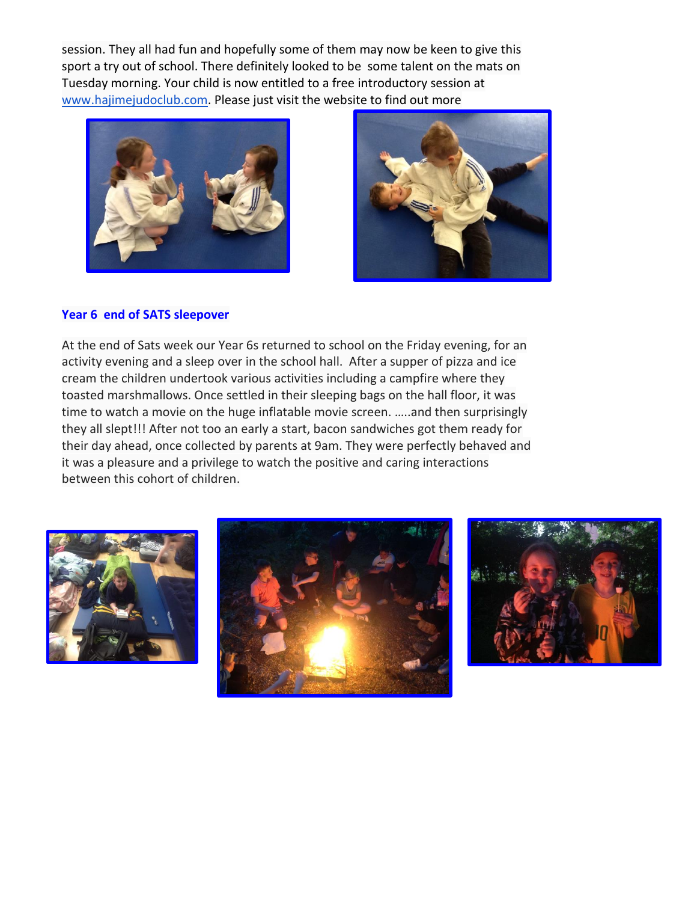session. They all had fun and hopefully some of them may now be keen to give this sport a try out of school. There definitely looked to be some talent on the mats on Tuesday morning. Your child is now entitled to a free introductory session at [www.hajimejudoclub.com](http://www.hajimejudoclub.com). Please just visit the website to find out more

## Year 6 end of SATS sleepover

At the end of Sats week our Year 6s returned to school on the Friday evening, for an activity evening and a sleep over in the school hall. After a supper of pizza and ice cream the children undertook various activities including a campfire where they toasted marshmallows. Once settled in their sleeping bags on the hall floor, it was time to watch a movie on the huge inflatable movie screen. …..and then surprisingly they all slept!!! After not too an early a start, bacon sandwiches got them ready for their day ahead, once collected by parents at 9am. They were perfectly behaved and it was a pleasure and a privilege to watch the positive and caring interactions between this cohort of children.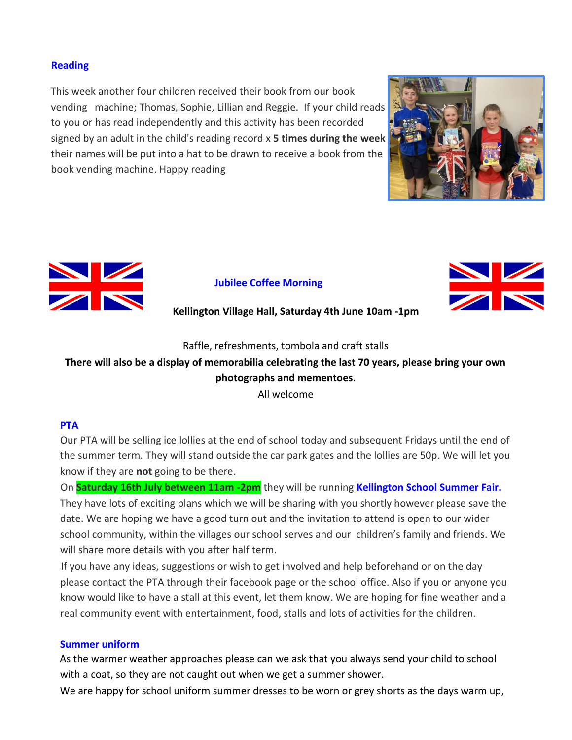## Reading

This week another four children received their book from our book vending machine; Thomas, Sophie, Lillian and Reggie. If your child reads to you or has read independently and this activity has been recorded signed by an adult in the child's reading record x **5 times during the week** their names will be put into a hat to be drawn to receive a book from the book vending machine. Happy reading

## Jubilee Coffee Morning

**Kellington Village Hall, Saturday 4th June 10am -1pm**

Raffle, refreshments, tombola and craft stalls

**There will also be a display of memorabilia celebrating the last 70 years, please bring your own photographs and mementoes.**

All welcome

## PTA

Our PTA will be selling ice lollies at the end of school today and subsequent Fridays until the end of the summer term. They will stand outside the car park gates and the lollies are 50p. We will let you know if they are **not** going to be there.

On **Saturday 16th July between 11am -2pm** they will be running **Kellington School Summer Fair.** They have lots of exciting plans which we will be sharing with you shortly however please save the date. We are hoping we have a good turn out and the invitation to attend is open to our wider school community, within the villages our school serves and our children's family and friends. We will share more details with you after half term.

If you have any ideas, suggestions or wish to get involved and help beforehand or on the day please contact the PTA through their facebook page or the school office. Also if you or anyone you know would like to have a stall at this event, let them know. We are hoping for fine weather and a real community event with entertainment, food, stalls and lots of activities for the children.

## Summer uniform

As the warmer weather approaches please can we ask that you always send your child to school with a coat, so they are not caught out when we get a summer shower.

We are happy for school uniform summer dresses to be worn or grey shorts as the days warm up,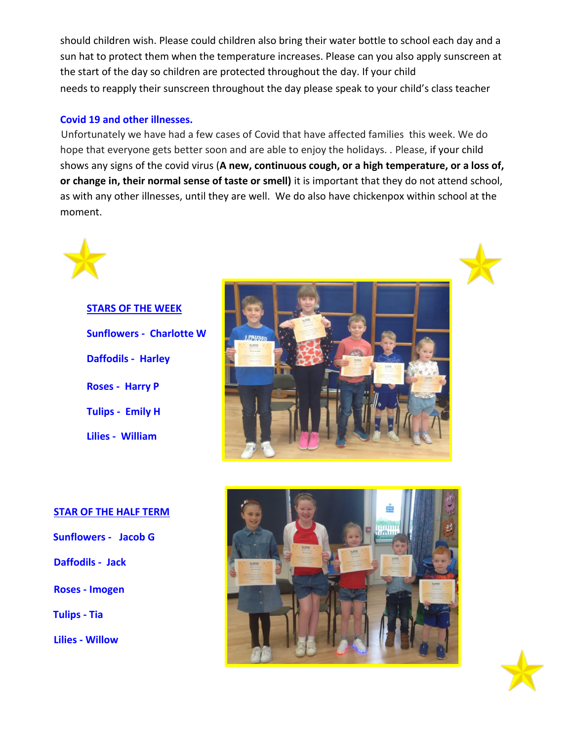should children wish. Please could children also bring their water bottle to school each day and a sun hat to protect them when the temperature increases. Please can you also apply sunscreen at the start of the day so children are protected throughout the day. If your child needs to reapply their sunscreen throughout the day please speak to your child's class teacher

## Covid 19 and other illnesses.

Unfortunately we have had a few cases of Covid that have affected families this week. We do hope that everyone gets better soon and are able to enjoy the holidays. . Please, if your child shows any signs of the covid virus (**A new, continuous cough, or a high temperature, or a loss of, or change in, their normal sense of taste or smell)** it is important that they do not attend school, as with any other illnesses, until they are well. We do also have chickenpox within school at the moment.

## STARS OF THE WEEK

**Sunflowers - Charlotte W**

**Daffodils - Harley**

**Roses - Harry P**

**Tulips - Emily H**

**Lilies - William**

## STAR OF THE HALF TERM

**Sunflowers - Jacob G**

**Daffodils - Jack**

**Roses - Imogen**

**Tulips - Tia**

**Lilies - Willow**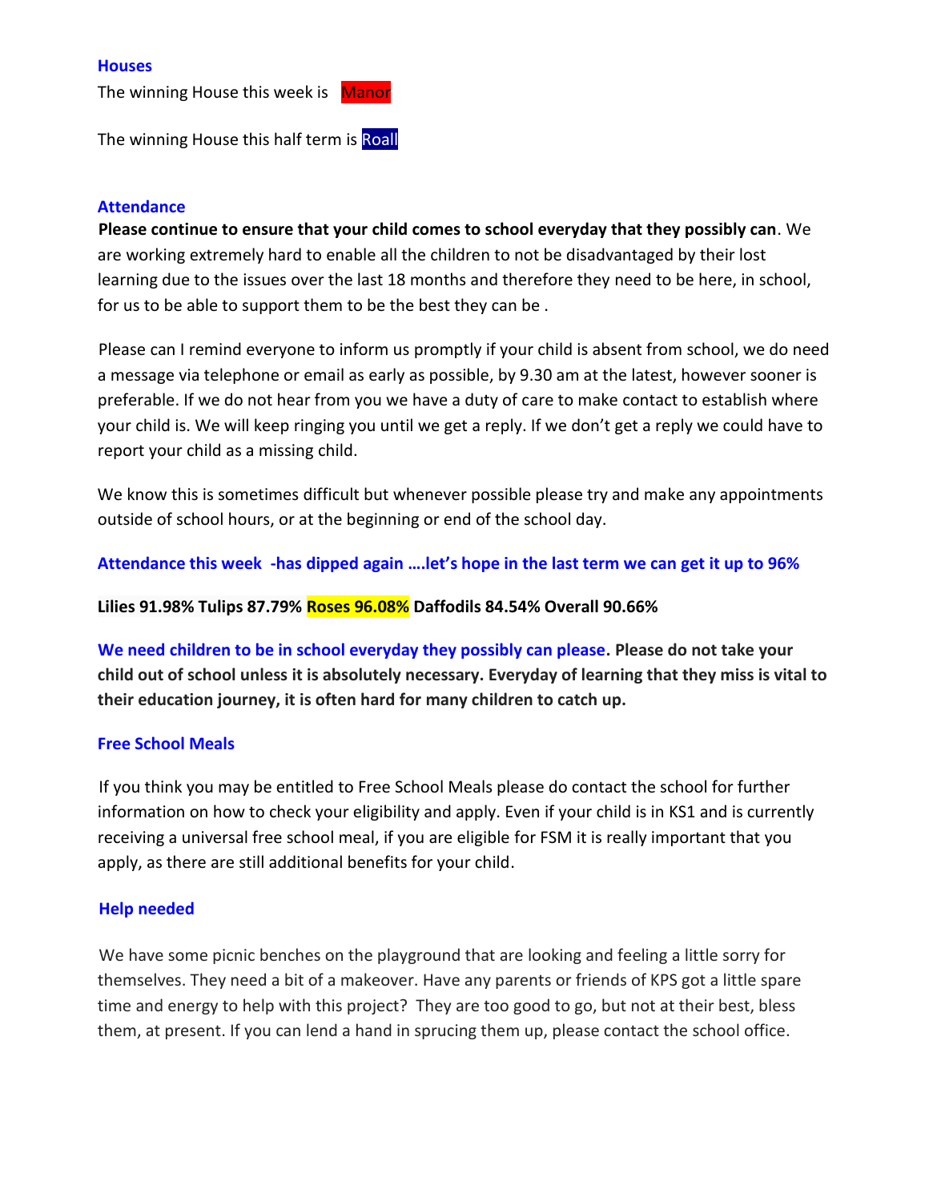### Houses

The winning House this week is Manor

The winning House this half term is Roall

### Attendance

**Please continue to ensure that your child comes to school everyday that they possibly can**. We are working extremely hard to enable all the children to not be disadvantaged by their lost learning due to the issues over the last 18 months and therefore they need to be here, in school, for us to be able to support them to be the best they can be .

Please can I remind everyone to inform us promptly if your child is absent from school, we do need a message via telephone or email as early as possible, by 9.30 am at the latest, however sooner is preferable. If we do not hear from you we have a duty of care to make contact to establish where your child is. We will keep ringing you until we get a reply. If we don't get a reply we could have to report your child as a missing child.

We know this is sometimes difficult but whenever possible please try and make any appointments outside of school hours, or at the beginning or end of the school day.

**Attendance this week -has dipped again ….let's hope in the last term we can get it up to 96%**

**Lilies 91.98% Tulips 87.79% Roses 96.08% Daffodils 84.54% Overall 90.66%**

**We need children to be in school everyday they possibly can please. Please do not take your child out of school unless it is absolutely necessary. Everyday of learning that they miss is vital to their education journey, it is often hard for many children to catch up.**

### Free School Meals

If you think you may be entitled to Free School Meals please do contact the school for further information on how to check your eligibility and apply. Even if your child is in KS1 and is currently receiving a universal free school meal, if you are eligible for FSM it is really important that you apply, as there are still additional benefits for your child.

### Help needed

We have some picnic benches on the playground that are looking and feeling a little sorry for themselves. They need a bit of a makeover. Have any parents or friends of KPS got a little spare time and energy to help with this project? They are too good to go, but not at their best, bless them, at present. If you can lend a hand in sprucing them up, please contact the school office.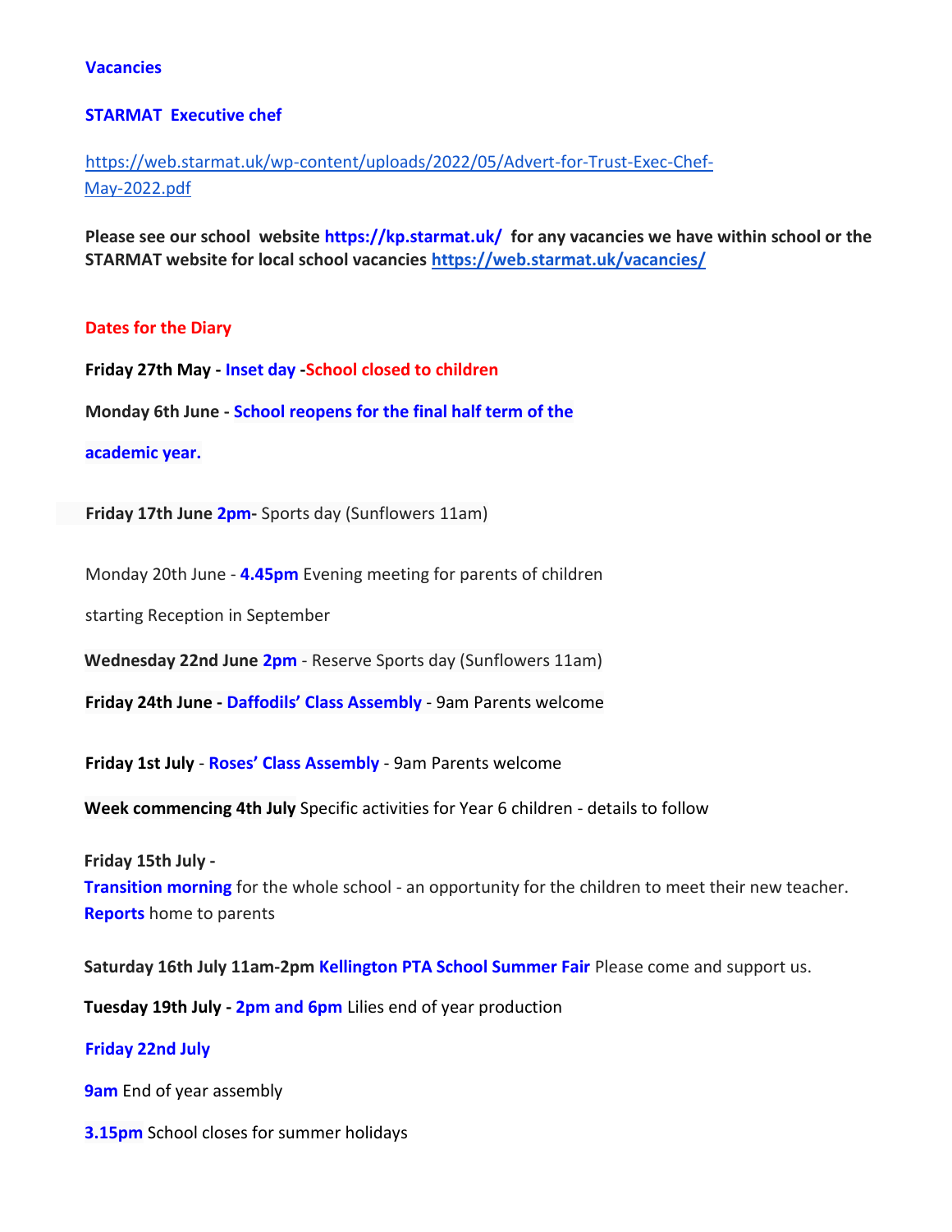**Vacancies**

**STARMAT Executive chef**

https://web.starmat.uk/wp-content/uploads/2022/05/Advert-for-Trust-Exec-Chef-May-2022.pdf

**Please see our school website https://kp.starmat.uk/ for any vacancies we have within school or the STARMAT website for local school vacancies https://web.starmat.uk/vacancies/**

**Dates for the Diary**

**Friday 27th May - Inset day -School closed to children**

**Monday 6th June - School reopens for the final half term of the academic year.**

**Friday 17th June 2pm-** Sports day (Sunflowers 11am)

Monday 20th June - **4.45pm** Evening meeting for parents of children starting Reception in September

**Wednesday 22nd June 2pm** - Reserve Sports day (Sunflowers 11am)

**Friday 24th June - Daffodils' Class Assembly** - 9am Parents welcome

**Friday 1st July** - **Roses' Class Assembly** - 9am Parents welcome

**Week commencing 4th July** Specific activities for Year 6 children - details to follow

**Friday 15th July -**
**Transition morning** for the whole school - an opportunity for the children to meet their new teacher.
**Reports** home to parents

**Saturday 16th July 11am-2pm Kellington PTA School Summer Fair** Please come and support us.

**Tuesday 19th July - 2pm and 6pm** Lilies end of year production

**Friday 22nd July**

**9am** End of year assembly

**3.15pm** School closes for summer holidays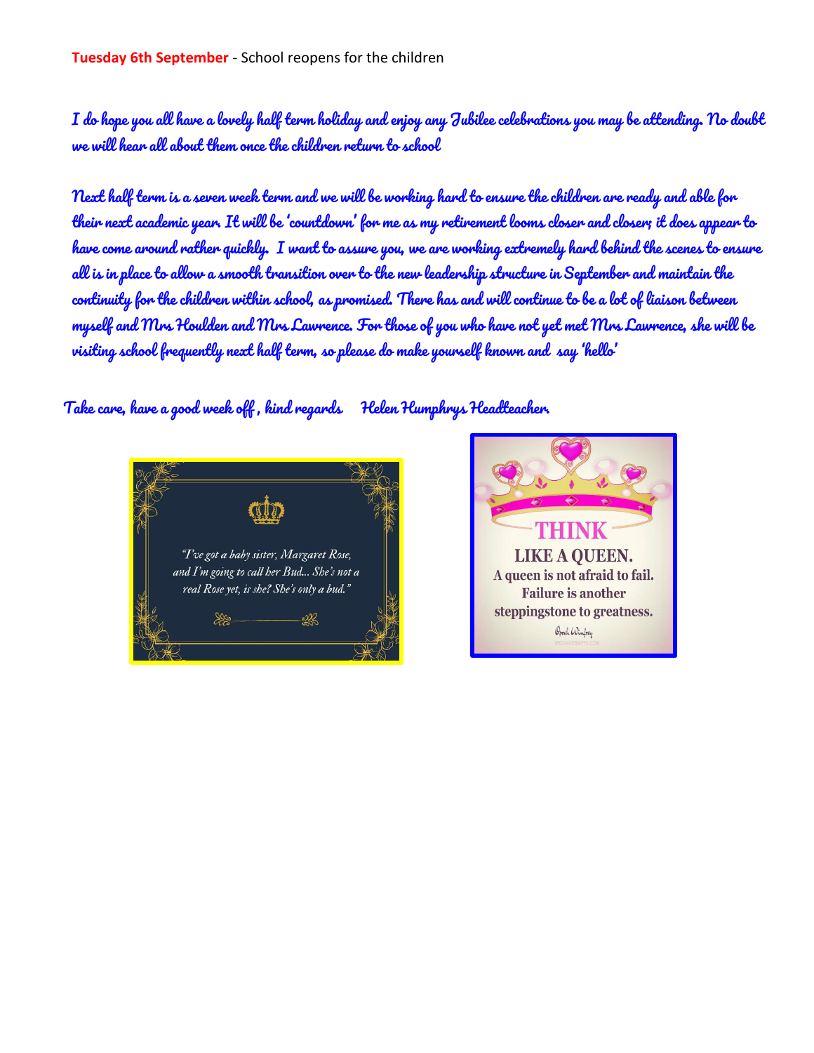**Tuesday 6th September** - School reopens for the children

*I do hope you all have a lovely half term holiday and enjoy any Jubilee celebrations you may be attending. No doubt we will hear all about them once the children return to school*

*Next half term is a seven week term and we will be working hard to ensure the children are ready and able for their next academic year. It will be 'countdown' for me as my retirement looms closer and closer; it does appear to have come around rather quickly. I want to assure you, we are working extremely hard behind the scenes to ensure all is in place to allow a smooth transition over to the new leadership structure in September and maintain the continuity for the children within school, as promised. There has and will continue to be a lot of liaison between myself and Mrs Houlden and Mrs Lawrence. For those of you who have not yet met Mrs Lawrence, she will be visiting school frequently next half term, so please do make yourself known and say 'hello'*

*Take care, have a good week off , kind regards Helen Humphrys Headteacher.*

"I've got a baby sister, Margaret Rose, and I'm going to call her Bud... She's not a real Rose yet, is she? She's only a bud."

THINK LIKE A QUEEN.
A queen is not afraid to fail.
Failure is another steppingstone to greatness.
Oprah Winfrey